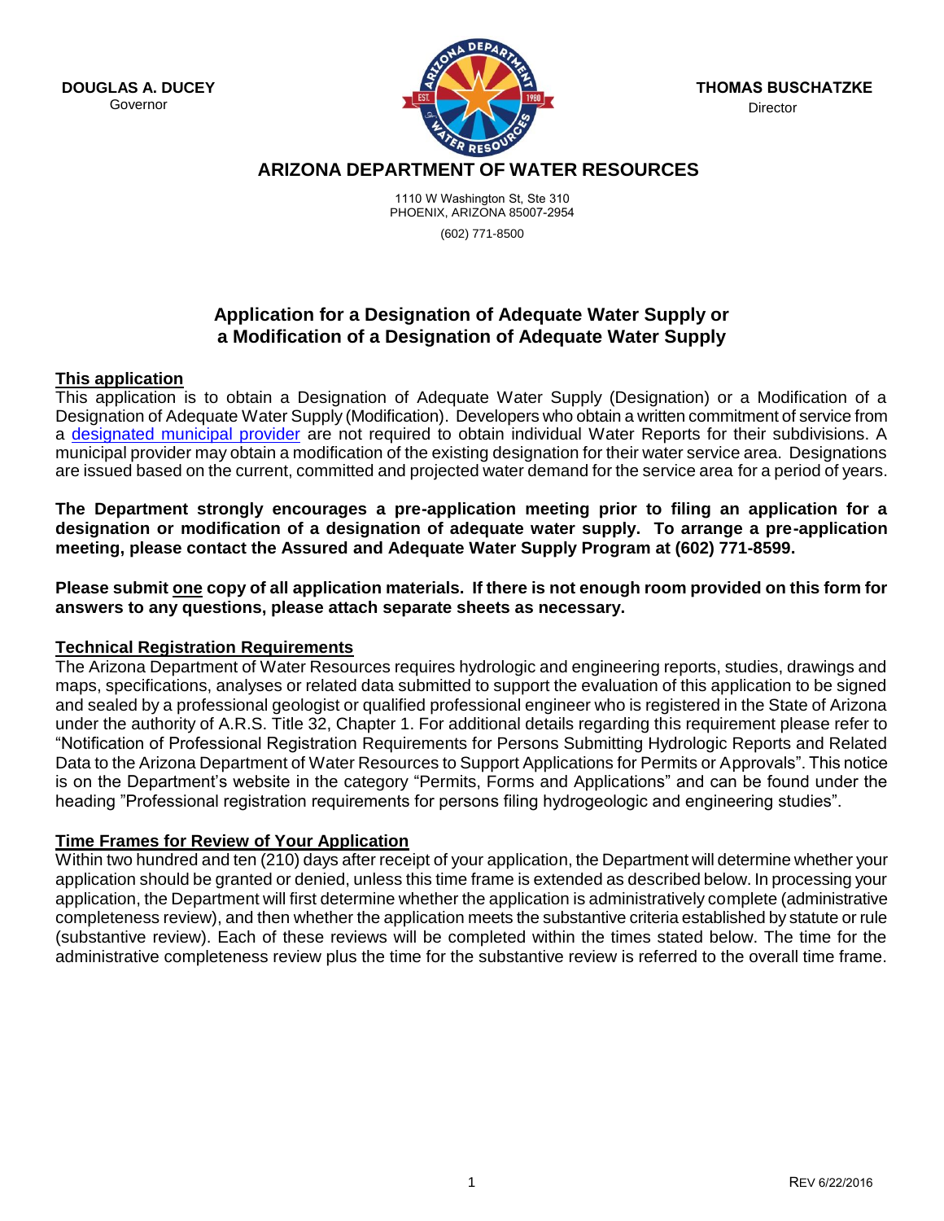**DOUGLAS A. DUCEY**
Governor

**THOMAS BUSCHATZKE**
Director

# ARIZONA DEPARTMENT OF WATER RESOURCES

1110 W Washington St, Ste 310
PHOENIX, ARIZONA 85007-2954
(602) 771-8500

## Application for a Designation of Adequate Water Supply or a Modification of a Designation of Adequate Water Supply

### This application

This application is to obtain a Designation of Adequate Water Supply (Designation) or a Modification of a Designation of Adequate Water Supply (Modification). Developers who obtain a written commitment of service from a designated municipal provider are not required to obtain individual Water Reports for their subdivisions. A municipal provider may obtain a modification of the existing designation for their water service area. Designations are issued based on the current, committed and projected water demand for the service area for a period of years.

**The Department strongly encourages a pre-application meeting prior to filing an application for a designation or modification of a designation of adequate water supply. To arrange a pre-application meeting, please contact the Assured and Adequate Water Supply Program at (602) 771-8599.**

**Please submit one copy of all application materials. If there is not enough room provided on this form for answers to any questions, please attach separate sheets as necessary.**

### Technical Registration Requirements

The Arizona Department of Water Resources requires hydrologic and engineering reports, studies, drawings and maps, specifications, analyses or related data submitted to support the evaluation of this application to be signed and sealed by a professional geologist or qualified professional engineer who is registered in the State of Arizona under the authority of A.R.S. Title 32, Chapter 1. For additional details regarding this requirement please refer to "Notification of Professional Registration Requirements for Persons Submitting Hydrologic Reports and Related Data to the Arizona Department of Water Resources to Support Applications for Permits or Approvals". This notice is on the Department's website in the category "Permits, Forms and Applications" and can be found under the heading "Professional registration requirements for persons filing hydrogeologic and engineering studies".

### Time Frames for Review of Your Application

Within two hundred and ten (210) days after receipt of your application, the Department will determine whether your application should be granted or denied, unless this time frame is extended as described below. In processing your application, the Department will first determine whether the application is administratively complete (administrative completeness review), and then whether the application meets the substantive criteria established by statute or rule (substantive review). Each of these reviews will be completed within the times stated below. The time for the administrative completeness review plus the time for the substantive review is referred to the overall time frame.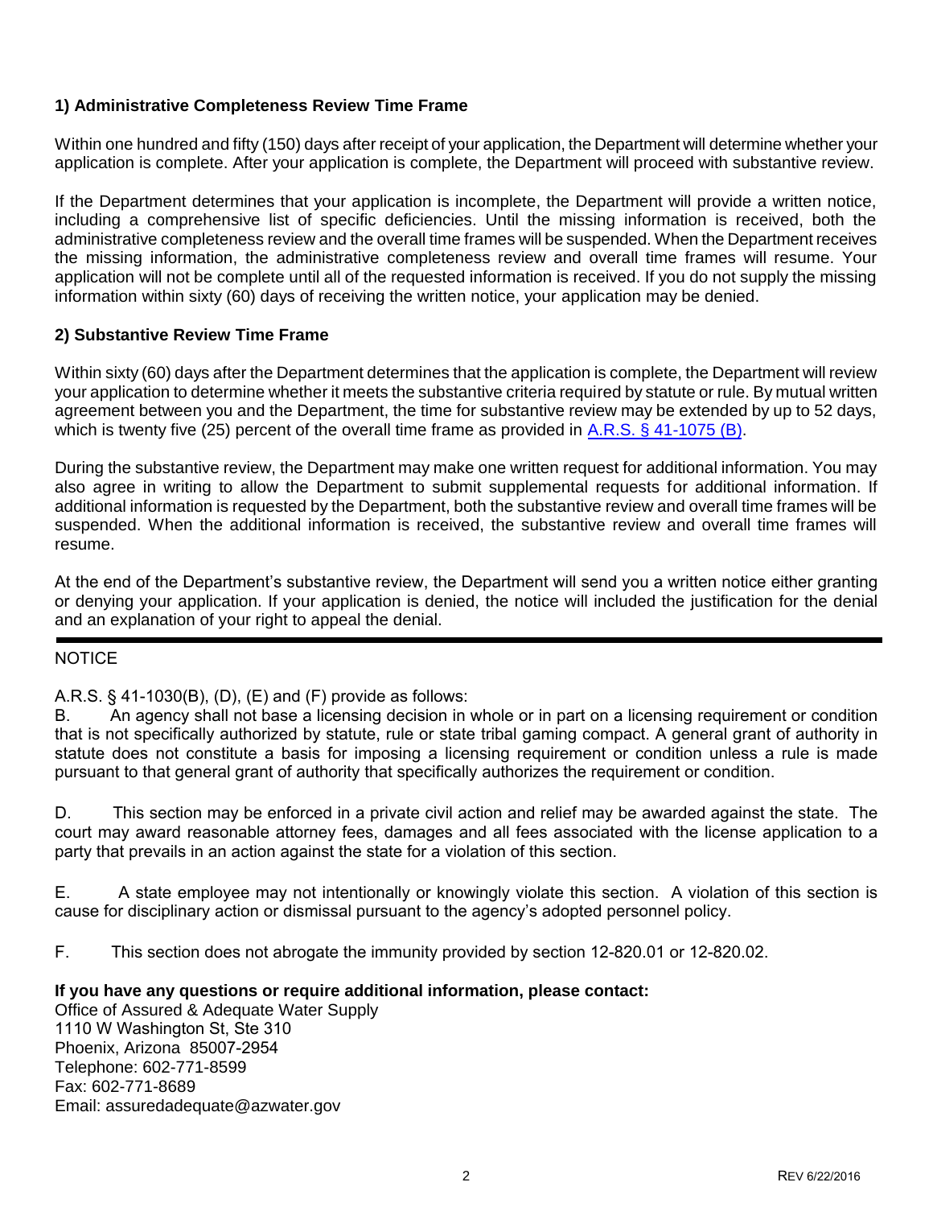### 1) Administrative Completeness Review Time Frame

Within one hundred and fifty (150) days after receipt of your application, the Department will determine whether your application is complete. After your application is complete, the Department will proceed with substantive review.

If the Department determines that your application is incomplete, the Department will provide a written notice, including a comprehensive list of specific deficiencies. Until the missing information is received, both the administrative completeness review and the overall time frames will be suspended. When the Department receives the missing information, the administrative completeness review and overall time frames will resume. Your application will not be complete until all of the requested information is received. If you do not supply the missing information within sixty (60) days of receiving the written notice, your application may be denied.

### 2) Substantive Review Time Frame

Within sixty (60) days after the Department determines that the application is complete, the Department will review your application to determine whether it meets the substantive criteria required by statute or rule. By mutual written agreement between you and the Department, the time for substantive review may be extended by up to 52 days, which is twenty five (25) percent of the overall time frame as provided in [A.R.S. § 41-1075 (B)](A.R.S. § 41-1075 (B)).

During the substantive review, the Department may make one written request for additional information. You may also agree in writing to allow the Department to submit supplemental requests for additional information. If additional information is requested by the Department, both the substantive review and overall time frames will be suspended. When the additional information is received, the substantive review and overall time frames will resume.

At the end of the Department's substantive review, the Department will send you a written notice either granting or denying your application. If your application is denied, the notice will included the justification for the denial and an explanation of your right to appeal the denial.

---

NOTICE

A.R.S. § 41-1030(B), (D), (E) and (F) provide as follows:

B. An agency shall not base a licensing decision in whole or in part on a licensing requirement or condition that is not specifically authorized by statute, rule or state tribal gaming compact. A general grant of authority in statute does not constitute a basis for imposing a licensing requirement or condition unless a rule is made pursuant to that general grant of authority that specifically authorizes the requirement or condition.

D. This section may be enforced in a private civil action and relief may be awarded against the state. The court may award reasonable attorney fees, damages and all fees associated with the license application to a party that prevails in an action against the state for a violation of this section.

E. A state employee may not intentionally or knowingly violate this section. A violation of this section is cause for disciplinary action or dismissal pursuant to the agency's adopted personnel policy.

F. This section does not abrogate the immunity provided by section 12-820.01 or 12-820.02.

**If you have any questions or require additional information, please contact:**

Office of Assured & Adequate Water Supply
1110 W Washington St, Ste 310
Phoenix, Arizona 85007-2954
Telephone: 602-771-8599
Fax: 602-771-8689
Email: assuredadequate@azwater.gov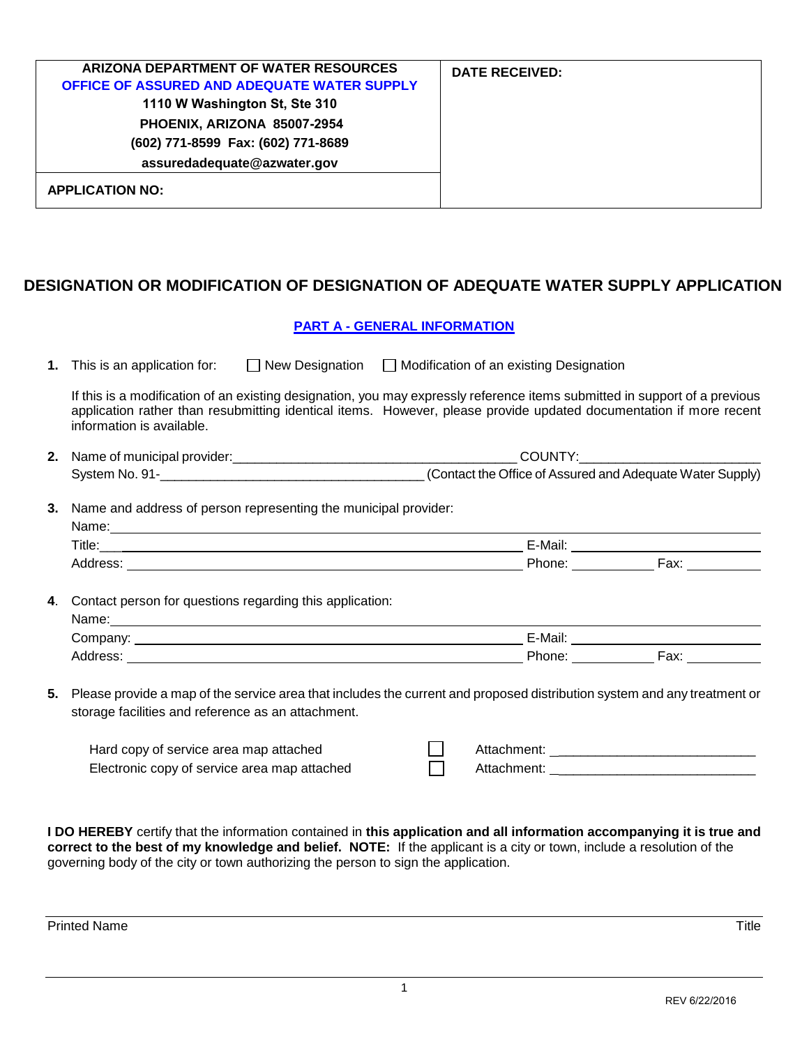| ARIZONA DEPARTMENT OF WATER RESOURCES<br>OFFICE OF ASSURED AND ADEQUATE WATER SUPPLY<br>1110 W Washington St, Ste 310<br>PHOENIX, ARIZONA 85007-2954<br>(602) 771-8599 Fax: (602) 771-8689<br>assuredadequate@azwater.gov | **DATE RECEIVED:** |
|---|---|
| **APPLICATION NO:** | |

# DESIGNATION OR MODIFICATION OF DESIGNATION OF ADEQUATE WATER SUPPLY APPLICATION

## PART A - GENERAL INFORMATION

**1.** This is an application for: ☐ New Designation ☐ Modification of an existing Designation

If this is a modification of an existing designation, you may expressly reference items submitted in support of a previous application rather than resubmitting identical items. However, please provide updated documentation if more recent information is available.

**2.** Name of municipal provider:_______________________________________ COUNTY:________________________

System No. 91-____________________________________ (Contact the Office of Assured and Adequate Water Supply)

**3.** Name and address of person representing the municipal provider:

Name:____________________________________________________________

Title:____________________________________________ E-Mail: ____________________

Address: _________________________________________ Phone: __________ Fax: __________

**4**. Contact person for questions regarding this application:

Name:____________________________________________________________

Company: _________________________________________ E-Mail: ____________________

Address: _________________________________________ Phone: __________ Fax: __________

**5.** Please provide a map of the service area that includes the current and proposed distribution system and any treatment or storage facilities and reference as an attachment.

Hard copy of service area map attached ☐ Attachment: ___________________________

Electronic copy of service area map attached ☐ Attachment: ___________________________

**I DO HEREBY** certify that the information contained in **this application and all information accompanying it is true and correct to the best of my knowledge and belief. NOTE:** If the applicant is a city or town, include a resolution of the governing body of the city or town authorizing the person to sign the application.

_____________________________________________________________________

Printed Name                                                                                     Title

_____________________________________________________________________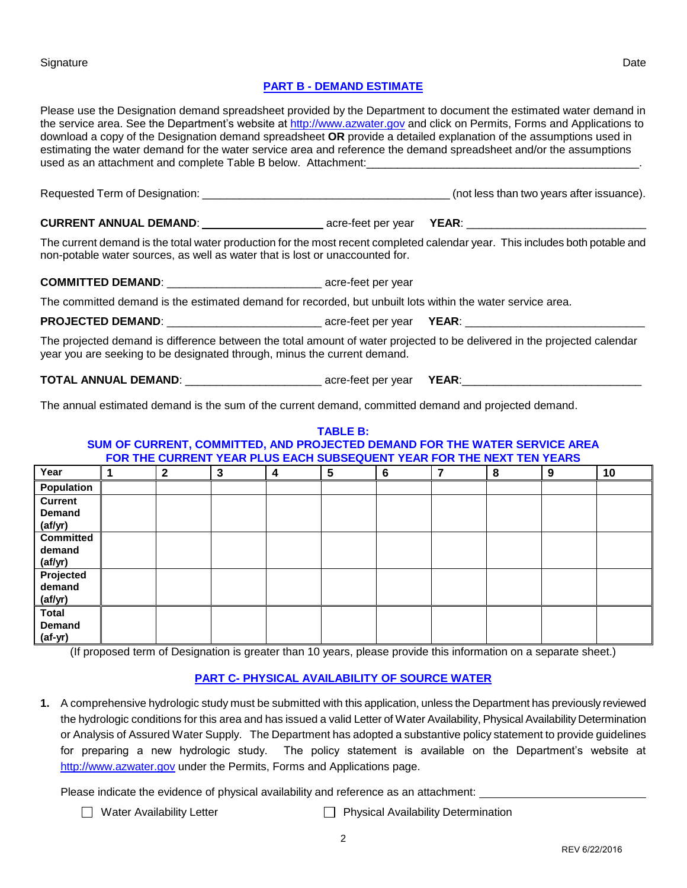Signature Date

## PART B - DEMAND ESTIMATE

Please use the Designation demand spreadsheet provided by the Department to document the estimated water demand in the service area. See the Department's website at http://www.azwater.gov and click on Permits, Forms and Applications to download a copy of the Designation demand spreadsheet **OR** provide a detailed explanation of the assumptions used in estimating the water demand for the water service area and reference the demand spreadsheet and/or the assumptions used as an attachment and complete Table B below. Attachment:_____________________________________________.

Requested Term of Designation: ________________________________________ (not less than two years after issuance).

**CURRENT ANNUAL DEMAND**: ____________________ acre-feet per year **YEAR**: ____________________________

The current demand is the total water production for the most recent completed calendar year. This includes both potable and non-potable water sources, as well as water that is lost or unaccounted for.

**COMMITTED DEMAND**: ________________________ acre-feet per year

The committed demand is the estimated demand for recorded, but unbuilt lots within the water service area.

**PROJECTED DEMAND**: ________________________ acre-feet per year **YEAR**: ____________________________

The projected demand is difference between the total amount of water projected to be delivered in the projected calendar year you are seeking to be designated through, minus the current demand.

**TOTAL ANNUAL DEMAND**: _____________________ acre-feet per year **YEAR**:_____________________________

The annual estimated demand is the sum of the current demand, committed demand and projected demand.

**TABLE B:**
**SUM OF CURRENT, COMMITTED, AND PROJECTED DEMAND FOR THE WATER SERVICE AREA FOR THE CURRENT YEAR PLUS EACH SUBSEQUENT YEAR FOR THE NEXT TEN YEARS**

| Year | 1 | 2 | 3 | 4 | 5 | 6 | 7 | 8 | 9 | 10 |
|---|---|---|---|---|---|---|---|---|---|---|
| Population | | | | | | | | | | |
| Current Demand (af/yr) | | | | | | | | | | |
| Committed demand (af/yr) | | | | | | | | | | |
| Projected demand (af/yr) | | | | | | | | | | |
| Total Demand (af-yr) | | | | | | | | | | |

(If proposed term of Designation is greater than 10 years, please provide this information on a separate sheet.)

## PART C- PHYSICAL AVAILABILITY OF SOURCE WATER

**1.** A comprehensive hydrologic study must be submitted with this application, unless the Department has previously reviewed the hydrologic conditions for this area and has issued a valid Letter of Water Availability, Physical Availability Determination or Analysis of Assured Water Supply. The Department has adopted a substantive policy statement to provide guidelines for preparing a new hydrologic study. The policy statement is available on the Department's website at http://www.azwater.gov under the Permits, Forms and Applications page.

Please indicate the evidence of physical availability and reference as an attachment: ______________________

☐ Water Availability Letter ☐ Physical Availability Determination

REV 6/22/2016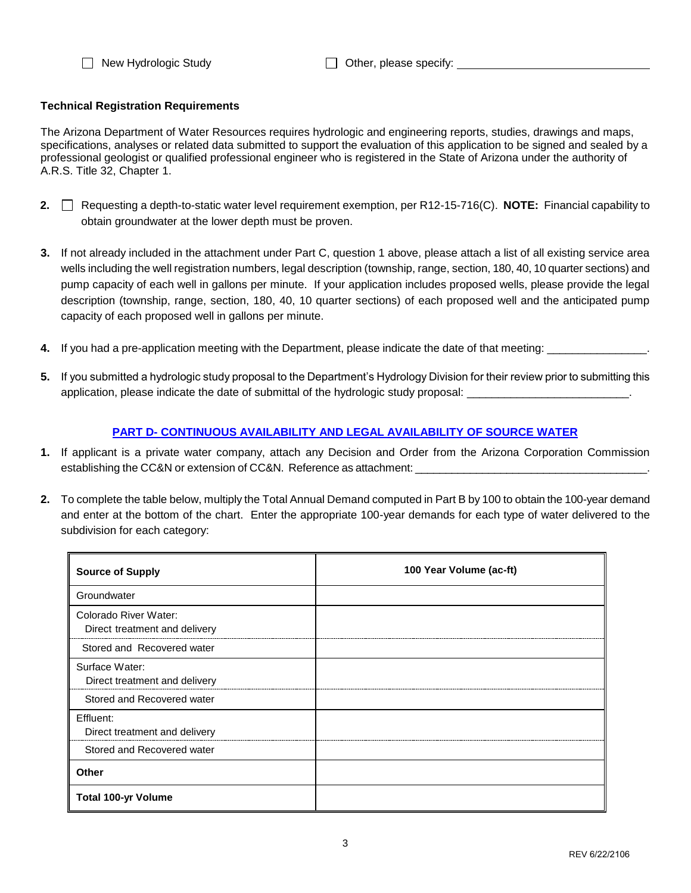☐ New Hydrologic Study ☐ Other, please specify: ______________________________

**Technical Registration Requirements**

The Arizona Department of Water Resources requires hydrologic and engineering reports, studies, drawings and maps, specifications, analyses or related data submitted to support the evaluation of this application to be signed and sealed by a professional geologist or qualified professional engineer who is registered in the State of Arizona under the authority of A.R.S. Title 32, Chapter 1.

2. ☐ Requesting a depth-to-static water level requirement exemption, per R12-15-716(C). **NOTE:** Financial capability to obtain groundwater at the lower depth must be proven.

3. If not already included in the attachment under Part C, question 1 above, please attach a list of all existing service area wells including the well registration numbers, legal description (township, range, section, 180, 40, 10 quarter sections) and pump capacity of each well in gallons per minute. If your application includes proposed wells, please provide the legal description (township, range, section, 180, 40, 10 quarter sections) of each proposed well and the anticipated pump capacity of each proposed well in gallons per minute.

4. If you had a pre-application meeting with the Department, please indicate the date of that meeting: ________________.

5. If you submitted a hydrologic study proposal to the Department's Hydrology Division for their review prior to submitting this application, please indicate the date of submittal of the hydrologic study proposal: __________________________.

## PART D- CONTINUOUS AVAILABILITY AND LEGAL AVAILABILITY OF SOURCE WATER

1. If applicant is a private water company, attach any Decision and Order from the Arizona Corporation Commission establishing the CC&N or extension of CC&N. Reference as attachment: ______________________________________.

2. To complete the table below, multiply the Total Annual Demand computed in Part B by 100 to obtain the 100-year demand and enter at the bottom of the chart. Enter the appropriate 100-year demands for each type of water delivered to the subdivision for each category:

| **Source of Supply** | **100 Year Volume (ac-ft)** |
|---|---|
| Groundwater | |
| Colorado River Water: Direct treatment and delivery | |
| Stored and Recovered water | |
| Surface Water: Direct treatment and delivery | |
| Stored and Recovered water | |
| Effluent: Direct treatment and delivery | |
| Stored and Recovered water | |
| **Other** | |
| **Total 100-yr Volume** | |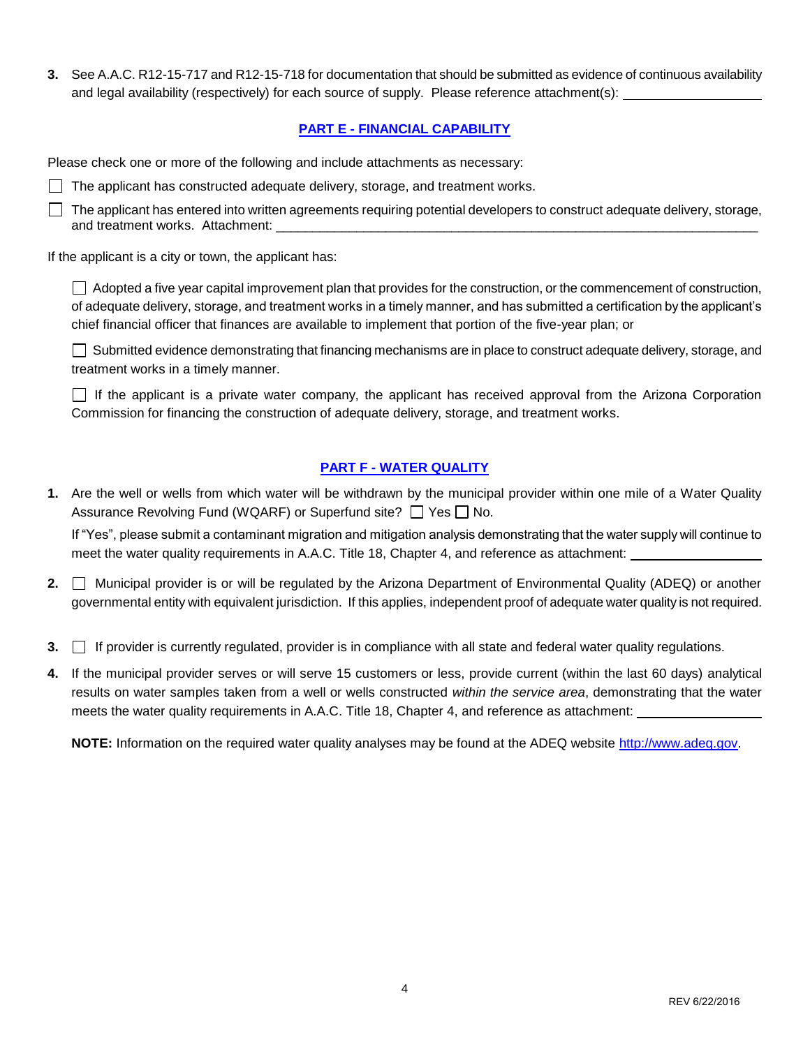3. See A.A.C. R12-15-717 and R12-15-718 for documentation that should be submitted as evidence of continuous availability and legal availability (respectively) for each source of supply. Please reference attachment(s): ____________________

## PART E - FINANCIAL CAPABILITY

Please check one or more of the following and include attachments as necessary:

☐ The applicant has constructed adequate delivery, storage, and treatment works.

☐ The applicant has entered into written agreements requiring potential developers to construct adequate delivery, storage, and treatment works. Attachment: ____________________________________________________________________

If the applicant is a city or town, the applicant has:

☐ Adopted a five year capital improvement plan that provides for the construction, or the commencement of construction, of adequate delivery, storage, and treatment works in a timely manner, and has submitted a certification by the applicant's chief financial officer that finances are available to implement that portion of the five-year plan; or

☐ Submitted evidence demonstrating that financing mechanisms are in place to construct adequate delivery, storage, and treatment works in a timely manner.

☐ If the applicant is a private water company, the applicant has received approval from the Arizona Corporation Commission for financing the construction of adequate delivery, storage, and treatment works.

## PART F - WATER QUALITY

1. Are the well or wells from which water will be withdrawn by the municipal provider within one mile of a Water Quality Assurance Revolving Fund (WQARF) or Superfund site? ☐ Yes ☐ No.

   If "Yes", please submit a contaminant migration and mitigation analysis demonstrating that the water supply will continue to meet the water quality requirements in A.A.C. Title 18, Chapter 4, and reference as attachment: ____________________

2. ☐ Municipal provider is or will be regulated by the Arizona Department of Environmental Quality (ADEQ) or another governmental entity with equivalent jurisdiction. If this applies, independent proof of adequate water quality is not required.

3. ☐ If provider is currently regulated, provider is in compliance with all state and federal water quality regulations.

4. If the municipal provider serves or will serve 15 customers or less, provide current (within the last 60 days) analytical results on water samples taken from a well or wells constructed *within the service area*, demonstrating that the water meets the water quality requirements in A.A.C. Title 18, Chapter 4, and reference as attachment: ____________________

   **NOTE:** Information on the required water quality analyses may be found at the ADEQ website http://www.adeq.gov.

REV 6/22/2016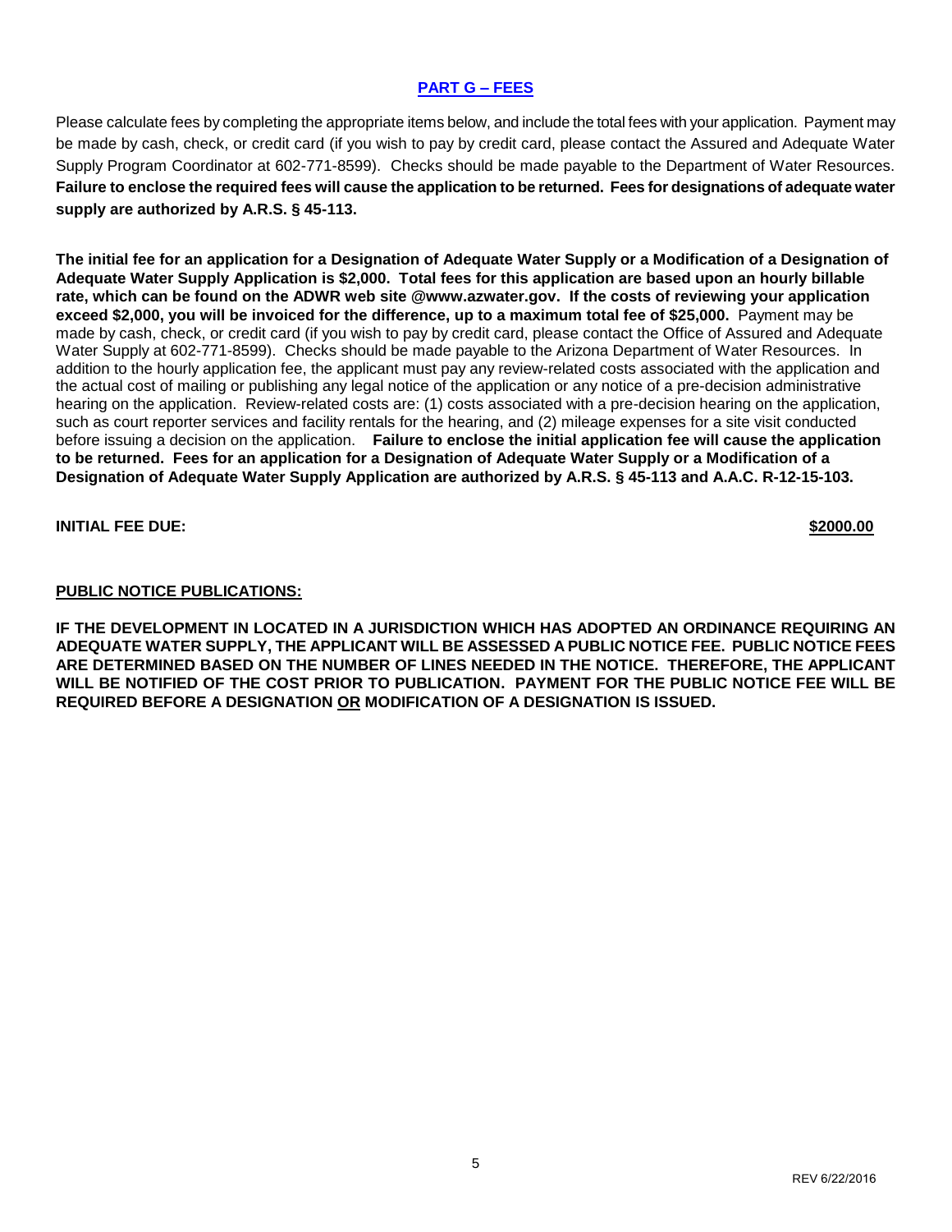## PART G – FEES

Please calculate fees by completing the appropriate items below, and include the total fees with your application. Payment may be made by cash, check, or credit card (if you wish to pay by credit card, please contact the Assured and Adequate Water Supply Program Coordinator at 602-771-8599). Checks should be made payable to the Department of Water Resources. **Failure to enclose the required fees will cause the application to be returned. Fees for designations of adequate water supply are authorized by A.R.S. § 45-113.**

**The initial fee for an application for a Designation of Adequate Water Supply or a Modification of a Designation of Adequate Water Supply Application is $2,000. Total fees for this application are based upon an hourly billable rate, which can be found on the ADWR web site @www.azwater.gov. If the costs of reviewing your application exceed $2,000, you will be invoiced for the difference, up to a maximum total fee of $25,000.** Payment may be made by cash, check, or credit card (if you wish to pay by credit card, please contact the Office of Assured and Adequate Water Supply at 602-771-8599). Checks should be made payable to the Arizona Department of Water Resources. In addition to the hourly application fee, the applicant must pay any review-related costs associated with the application and the actual cost of mailing or publishing any legal notice of the application or any notice of a pre-decision administrative hearing on the application. Review-related costs are: (1) costs associated with a pre-decision hearing on the application, such as court reporter services and facility rentals for the hearing, and (2) mileage expenses for a site visit conducted before issuing a decision on the application. **Failure to enclose the initial application fee will cause the application to be returned. Fees for an application for a Designation of Adequate Water Supply or a Modification of a Designation of Adequate Water Supply Application are authorized by A.R.S. § 45-113 and A.A.C. R-12-15-103.**

**INITIAL FEE DUE:** **$2000.00**

**PUBLIC NOTICE PUBLICATIONS:**

**IF THE DEVELOPMENT IN LOCATED IN A JURISDICTION WHICH HAS ADOPTED AN ORDINANCE REQUIRING AN ADEQUATE WATER SUPPLY, THE APPLICANT WILL BE ASSESSED A PUBLIC NOTICE FEE. PUBLIC NOTICE FEES ARE DETERMINED BASED ON THE NUMBER OF LINES NEEDED IN THE NOTICE. THEREFORE, THE APPLICANT WILL BE NOTIFIED OF THE COST PRIOR TO PUBLICATION. PAYMENT FOR THE PUBLIC NOTICE FEE WILL BE REQUIRED BEFORE A DESIGNATION OR MODIFICATION OF A DESIGNATION IS ISSUED.**

REV 6/22/2016